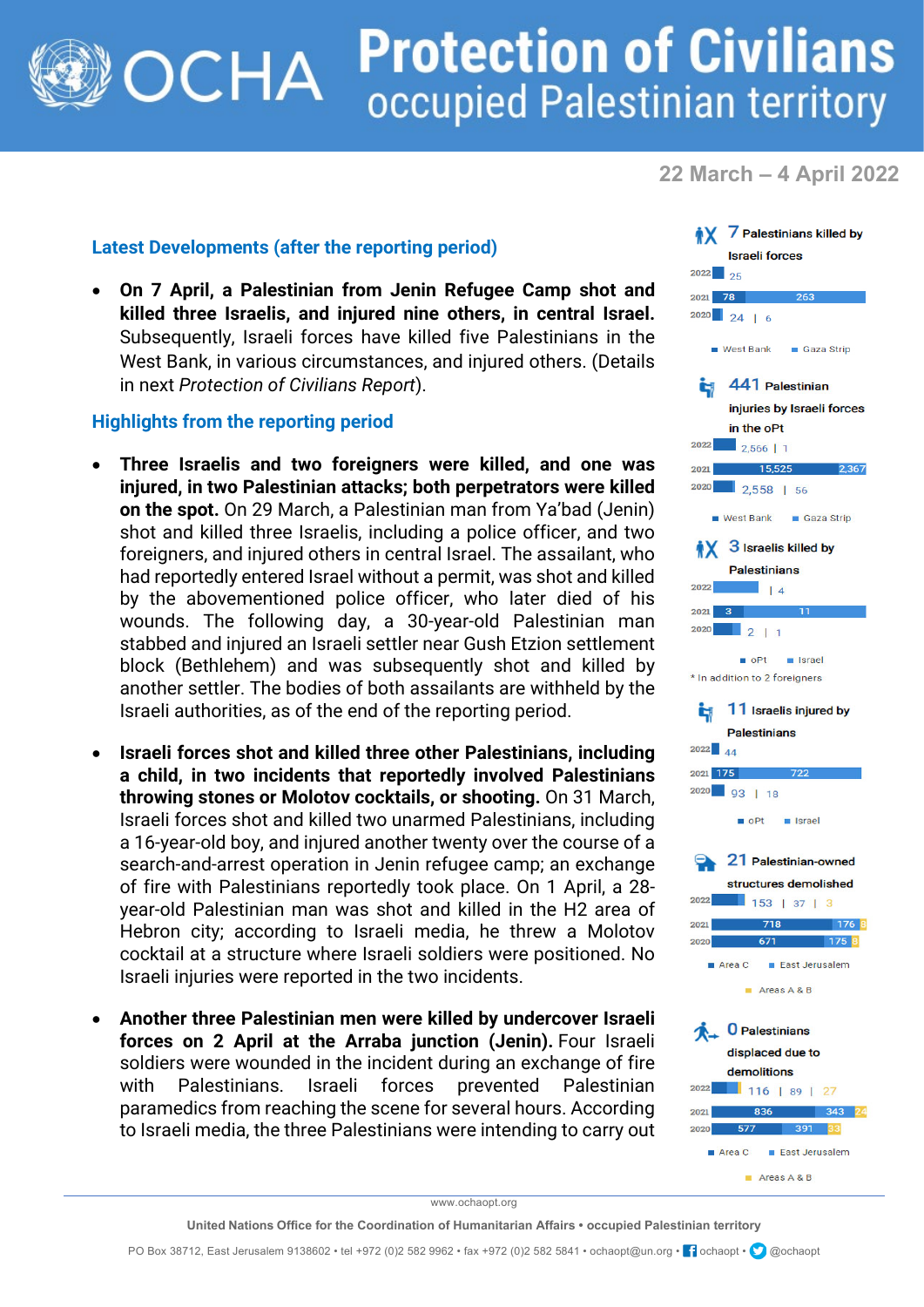# Protection of Civilians
## occupied Palestinian territory

**22 March – 4 April 2022**

### Latest Developments (after the reporting period)

- **On 7 April, a Palestinian from Jenin Refugee Camp shot and killed three Israelis, and injured nine others, in central Israel.** Subsequently, Israeli forces have killed five Palestinians in the West Bank, in various circumstances, and injured others. (Details in next *Protection of Civilians Report*).

### Highlights from the reporting period

- **Three Israelis and two foreigners were killed, and one was injured, in two Palestinian attacks; both perpetrators were killed on the spot.** On 29 March, a Palestinian man from Ya'bad (Jenin) shot and killed three Israelis, including a police officer, and two foreigners, and injured others in central Israel. The assailant, who had reportedly entered Israel without a permit, was shot and killed by the abovementioned police officer, who later died of his wounds. The following day, a 30-year-old Palestinian man stabbed and injured an Israeli settler near Gush Etzion settlement block (Bethlehem) and was subsequently shot and killed by another settler. The bodies of both assailants are withheld by the Israeli authorities, as of the end of the reporting period.

- **Israeli forces shot and killed three other Palestinians, including a child, in two incidents that reportedly involved Palestinians throwing stones or Molotov cocktails, or shooting.** On 31 March, Israeli forces shot and killed two unarmed Palestinians, including a 16-year-old boy, and injured another twenty over the course of a search-and-arrest operation in Jenin refugee camp; an exchange of fire with Palestinians reportedly took place. On 1 April, a 28-year-old Palestinian man was shot and killed in the H2 area of Hebron city; according to Israeli media, he threw a Molotov cocktail at a structure where Israeli soldiers were positioned. No Israeli injuries were reported in the two incidents.

- **Another three Palestinian men were killed by undercover Israeli forces on 2 April at the Arraba junction (Jenin).** Four Israeli soldiers were wounded in the incident during an exchange of fire with Palestinians. Israeli forces prevented Palestinian paramedics from reaching the scene for several hours. According to Israeli media, the three Palestinians were intending to carry out

---

**7** Palestinians killed by Israeli forces

| Year | West Bank | Gaza Strip |
|---|---|---|
| 2022 | 25 | |
| 2021 | 78 | 263 |
| 2020 | 24 | 6 |

**441** Palestinian injuries by Israeli forces in the oPt

| Year | West Bank | Gaza Strip |
|---|---|---|
| 2022 | 2,566 | 1 |
| 2021 | 15,525 | 2,367 |
| 2020 | 2,558 | 56 |

**3** Israelis killed by Palestinians*

| Year | oPt | Israel |
|---|---|---|
| 2022 | | 4 |
| 2021 | 3 | 11 |
| 2020 | 2 | 1 |

\* In addition to 2 foreigners

**11** Israelis injured by Palestinians

| Year | oPt | Israel |
|---|---|---|
| 2022 | 44 | |
| 2021 | 175 | 722 |
| 2020 | 93 | 18 |

**21** Palestinian-owned structures demolished

| Year | Area C | East Jerusalem | Areas A & B |
|---|---|---|---|
| 2022 | 153 | 37 | 3 |
| 2021 | 718 | 176 | 8 |
| 2020 | 671 | 175 | 8 |

**0** Palestinians displaced due to demolitions

| Year | Area C | East Jerusalem | Areas A & B |
|---|---|---|---|
| 2022 | 116 | 89 | 27 |
| 2021 | 836 | 343 | 24 |
| 2020 | 577 | 391 | 33 |

www.ochaopt.org

United Nations Office for the Coordination of Humanitarian Affairs • occupied Palestinian territory

PO Box 38712, East Jerusalem 9138602 • tel +972 (0)2 582 9962 • fax +972 (0)2 582 5841 • ochaopt@un.org • ochaopt • @ochaopt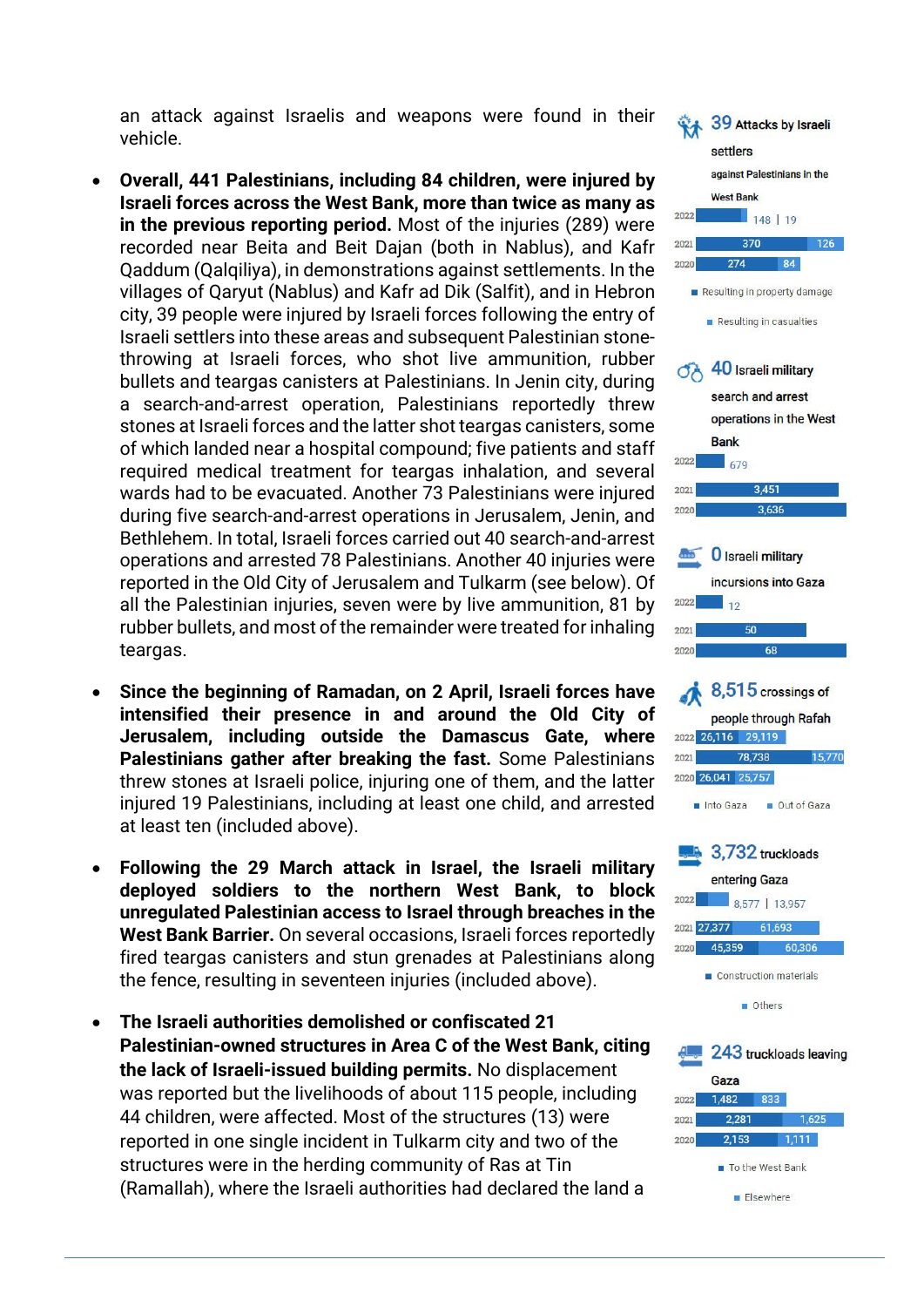an attack against Israelis and weapons were found in their vehicle.

- **Overall, 441 Palestinians, including 84 children, were injured by Israeli forces across the West Bank, more than twice as many as in the previous reporting period.** Most of the injuries (289) were recorded near Beita and Beit Dajan (both in Nablus), and Kafr Qaddum (Qalqiliya), in demonstrations against settlements. In the villages of Qaryut (Nablus) and Kafr ad Dik (Salfit), and in Hebron city, 39 people were injured by Israeli forces following the entry of Israeli settlers into these areas and subsequent Palestinian stone-throwing at Israeli forces, who shot live ammunition, rubber bullets and teargas canisters at Palestinians. In Jenin city, during a search-and-arrest operation, Palestinians reportedly threw stones at Israeli forces and the latter shot teargas canisters, some of which landed near a hospital compound; five patients and staff required medical treatment for teargas inhalation, and several wards had to be evacuated. Another 73 Palestinians were injured during five search-and-arrest operations in Jerusalem, Jenin, and Bethlehem. In total, Israeli forces carried out 40 search-and-arrest operations and arrested 78 Palestinians. Another 40 injuries were reported in the Old City of Jerusalem and Tulkarm (see below). Of all the Palestinian injuries, seven were by live ammunition, 81 by rubber bullets, and most of the remainder were treated for inhaling teargas.

- **Since the beginning of Ramadan, on 2 April, Israeli forces have intensified their presence in and around the Old City of Jerusalem, including outside the Damascus Gate, where Palestinians gather after breaking the fast.** Some Palestinians threw stones at Israeli police, injuring one of them, and the latter injured 19 Palestinians, including at least one child, and arrested at least ten (included above).

- **Following the 29 March attack in Israel, the Israeli military deployed soldiers to the northern West Bank, to block unregulated Palestinian access to Israel through breaches in the West Bank Barrier.** On several occasions, Israeli forces reportedly fired teargas canisters and stun grenades at Palestinians along the fence, resulting in seventeen injuries (included above).

- **The Israeli authorities demolished or confiscated 21 Palestinian-owned structures in Area C of the West Bank, citing the lack of Israeli-issued building permits.** No displacement was reported but the livelihoods of about 115 people, including 44 children, were affected. Most of the structures (13) were reported in one single incident in Tulkarm city and two of the structures were in the herding community of Ras at Tin (Ramallah), where the Israeli authorities had declared the land a

**39** Attacks by Israeli settlers against Palestinians in the West Bank

| Year | Resulting in property damage | Resulting in casualties |
|---|---|---|
| 2022 | 148 | 19 |
| 2021 | 370 | 126 |
| 2020 | 274 | 84 |

**40** Israeli military search and arrest operations in the West Bank

| Year | Operations |
|---|---|
| 2022 | 679 |
| 2021 | 3,451 |
| 2020 | 3,636 |

**0** Israeli military incursions into Gaza

| Year | Incursions |
|---|---|
| 2022 | 12 |
| 2021 | 50 |
| 2020 | 68 |

**8,515** crossings of people through Rafah

| Year | Into Gaza | Out of Gaza |
|---|---|---|
| 2022 | 26,116 | 29,119 |
| 2021 | 78,738 | 15,770 |
| 2020 | 26,041 | 25,757 |

**3,732** truckloads entering Gaza

| Year | Construction materials | Others |
|---|---|---|
| 2022 | 8,577 | 13,957 |
| 2021 | 27,377 | 61,693 |
| 2020 | 45,359 | 60,306 |

**243** truckloads leaving Gaza

| Year | To the West Bank | Elsewhere |
|---|---|---|
| 2022 | 1,482 | 833 |
| 2021 | 2,281 | 1,625 |
| 2020 | 2,153 | 1,111 |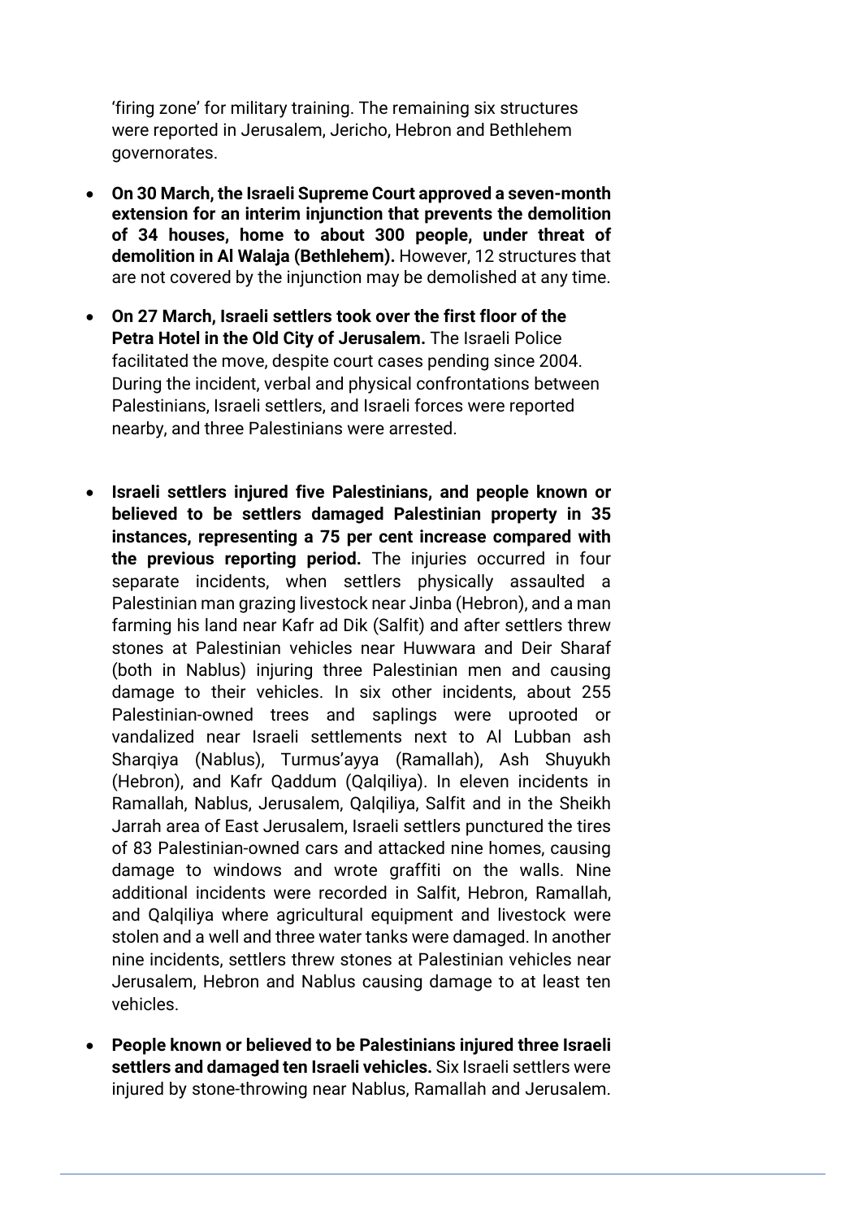'firing zone' for military training. The remaining six structures were reported in Jerusalem, Jericho, Hebron and Bethlehem governorates.

- **On 30 March, the Israeli Supreme Court approved a seven-month extension for an interim injunction that prevents the demolition of 34 houses, home to about 300 people, under threat of demolition in Al Walaja (Bethlehem).** However, 12 structures that are not covered by the injunction may be demolished at any time.

- **On 27 March, Israeli settlers took over the first floor of the Petra Hotel in the Old City of Jerusalem.** The Israeli Police facilitated the move, despite court cases pending since 2004. During the incident, verbal and physical confrontations between Palestinians, Israeli settlers, and Israeli forces were reported nearby, and three Palestinians were arrested.

- **Israeli settlers injured five Palestinians, and people known or believed to be settlers damaged Palestinian property in 35 instances, representing a 75 per cent increase compared with the previous reporting period.** The injuries occurred in four separate incidents, when settlers physically assaulted a Palestinian man grazing livestock near Jinba (Hebron), and a man farming his land near Kafr ad Dik (Salfit) and after settlers threw stones at Palestinian vehicles near Huwwara and Deir Sharaf (both in Nablus) injuring three Palestinian men and causing damage to their vehicles. In six other incidents, about 255 Palestinian-owned trees and saplings were uprooted or vandalized near Israeli settlements next to Al Lubban ash Sharqiya (Nablus), Turmus'ayya (Ramallah), Ash Shuyukh (Hebron), and Kafr Qaddum (Qalqiliya). In eleven incidents in Ramallah, Nablus, Jerusalem, Qalqiliya, Salfit and in the Sheikh Jarrah area of East Jerusalem, Israeli settlers punctured the tires of 83 Palestinian-owned cars and attacked nine homes, causing damage to windows and wrote graffiti on the walls. Nine additional incidents were recorded in Salfit, Hebron, Ramallah, and Qalqiliya where agricultural equipment and livestock were stolen and a well and three water tanks were damaged. In another nine incidents, settlers threw stones at Palestinian vehicles near Jerusalem, Hebron and Nablus causing damage to at least ten vehicles.

- **People known or believed to be Palestinians injured three Israeli settlers and damaged ten Israeli vehicles.** Six Israeli settlers were injured by stone-throwing near Nablus, Ramallah and Jerusalem.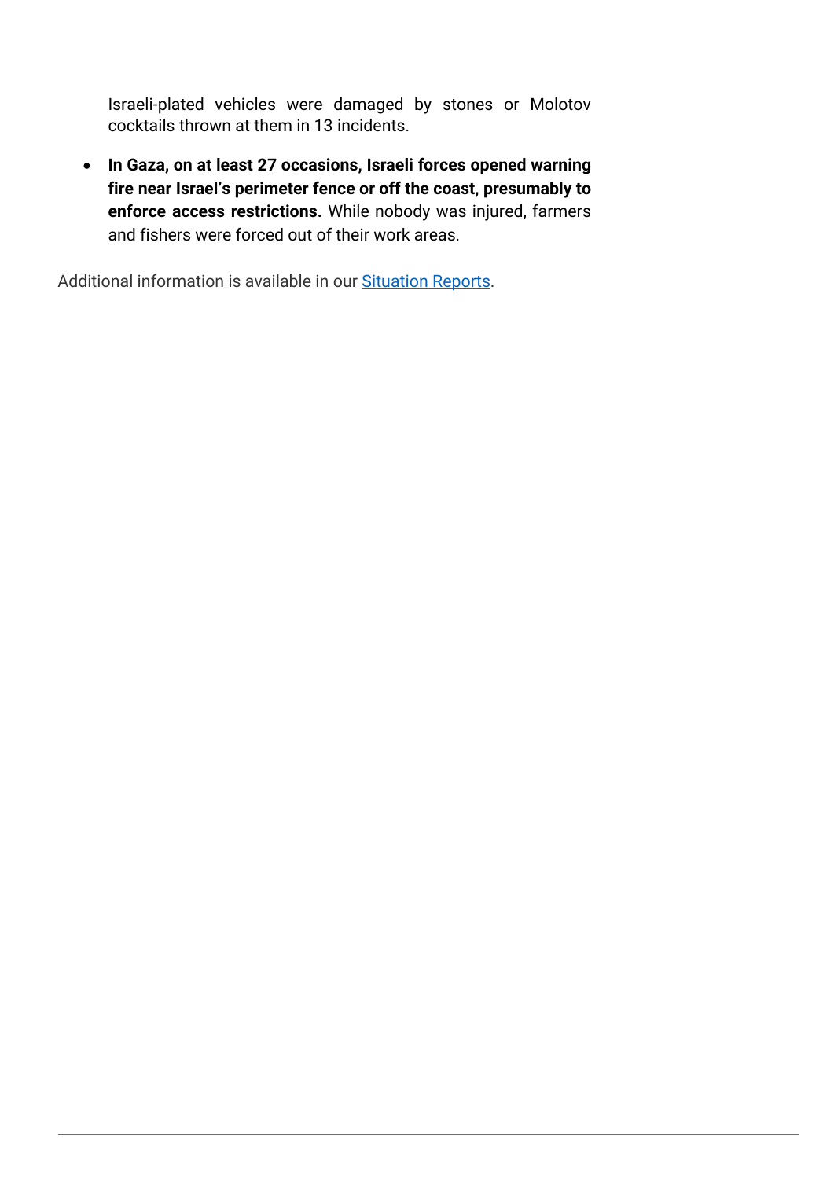Israeli-plated vehicles were damaged by stones or Molotov cocktails thrown at them in 13 incidents.

- **In Gaza, on at least 27 occasions, Israeli forces opened warning fire near Israel's perimeter fence or off the coast, presumably to enforce access restrictions.** While nobody was injured, farmers and fishers were forced out of their work areas.

Additional information is available in our Situation Reports.